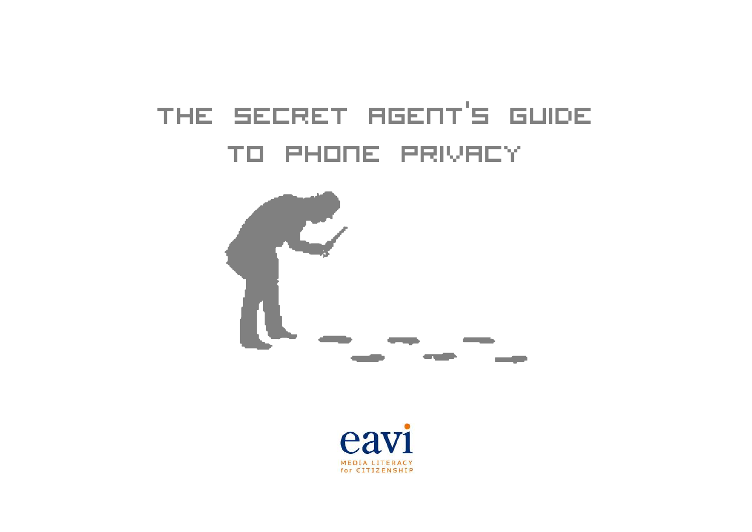# THE SECRET AGENT'S GUIDE TO PHONE PRIVACY

eavi

MEDIA LITERACY
for CITIZENSHIP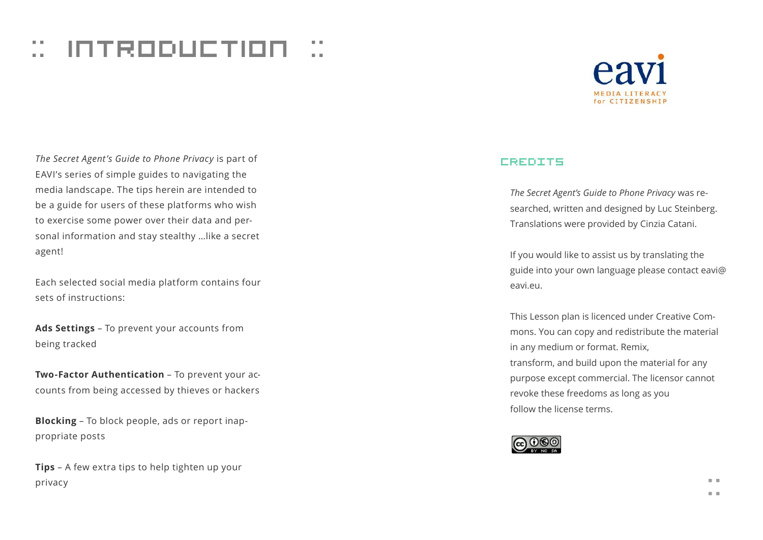# :: INTRODUCTION ::

eavi

MEDIA LITERACY for CITIZENSHIP

*The Secret Agent's Guide to Phone Privacy* is part of EAVI's series of simple guides to navigating the media landscape. The tips herein are intended to be a guide for users of these platforms who wish to exercise some power over their data and personal information and stay stealthy …like a secret agent!

Each selected social media platform contains four sets of instructions:

**Ads Settings** – To prevent your accounts from being tracked

**Two-Factor Authentication** – To prevent your accounts from being accessed by thieves or hackers

**Blocking** – To block people, ads or report inappropriate posts

**Tips** – A few extra tips to help tighten up your privacy

## CREDITS

*The Secret Agent's Guide to Phone Privacy* was researched, written and designed by Luc Steinberg. Translations were provided by Cinzia Catani.

If you would like to assist us by translating the guide into your own language please contact eavi@eavi.eu.

This Lesson plan is licenced under Creative Commons. You can copy and redistribute the material in any medium or format. Remix, transform, and build upon the material for any purpose except commercial. The licensor cannot revoke these freedoms as long as you follow the license terms.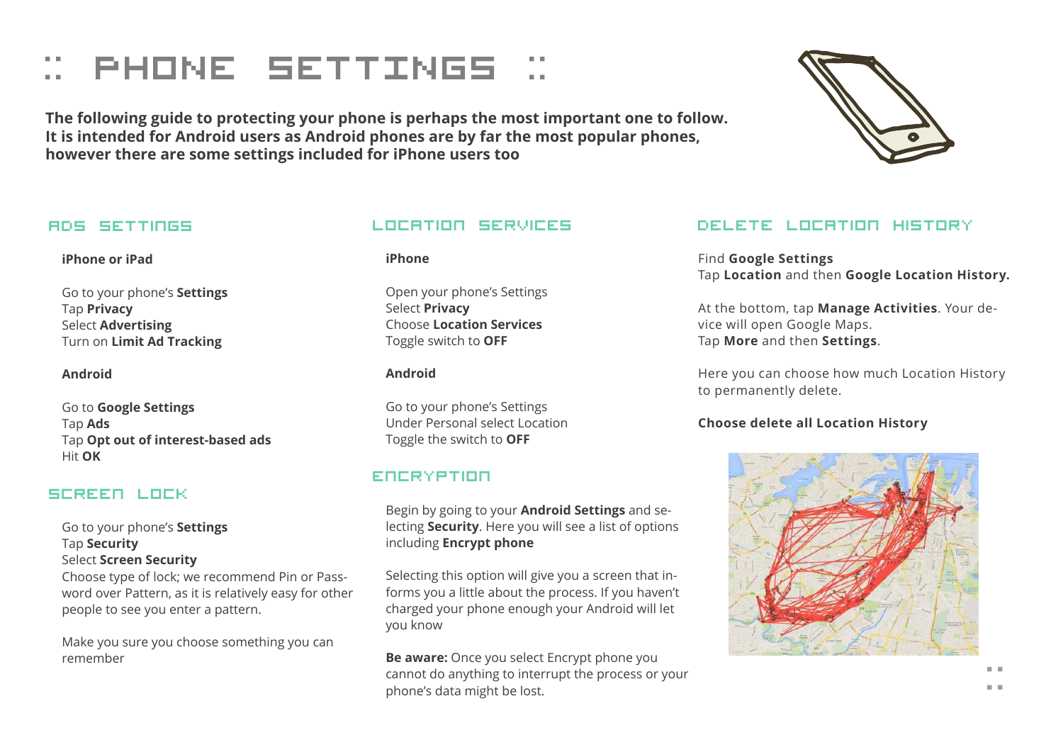# :: PHONE SETTINGS ::

**The following guide to protecting your phone is perhaps the most important one to follow. It is intended for Android users as Android phones are by far the most popular phones, however there are some settings included for iPhone users too**

## ADS SETTINGS

**iPhone or iPad**

Go to your phone's **Settings**
Tap **Privacy**
Select **Advertising**
Turn on **Limit Ad Tracking**

**Android**

Go to **Google Settings**
Tap **Ads**
Tap **Opt out of interest-based ads**
Hit **OK**

## SCREEN LOCK

Go to your phone's **Settings**
Tap **Security**
Select **Screen Security**
Choose type of lock; we recommend Pin or Password over Pattern, as it is relatively easy for other people to see you enter a pattern.

Make you sure you choose something you can remember

## LOCATION SERVICES

**iPhone**

Open your phone's Settings
Select **Privacy**
Choose **Location Services**
Toggle switch to **OFF**

**Android**

Go to your phone's Settings
Under Personal select Location
Toggle the switch to **OFF**

## ENCRYPTION

Begin by going to your **Android Settings** and selecting **Security**. Here you will see a list of options including **Encrypt phone**

Selecting this option will give you a screen that informs you a little about the process. If you haven't charged your phone enough your Android will let you know

**Be aware:** Once you select Encrypt phone you cannot do anything to interrupt the process or your phone's data might be lost.

## DELETE LOCATION HISTORY

Find **Google Settings**
Tap **Location** and then **Google Location History.**

At the bottom, tap **Manage Activities**. Your device will open Google Maps.
Tap **More** and then **Settings**.

Here you can choose how much Location History to permanently delete.

**Choose delete all Location History**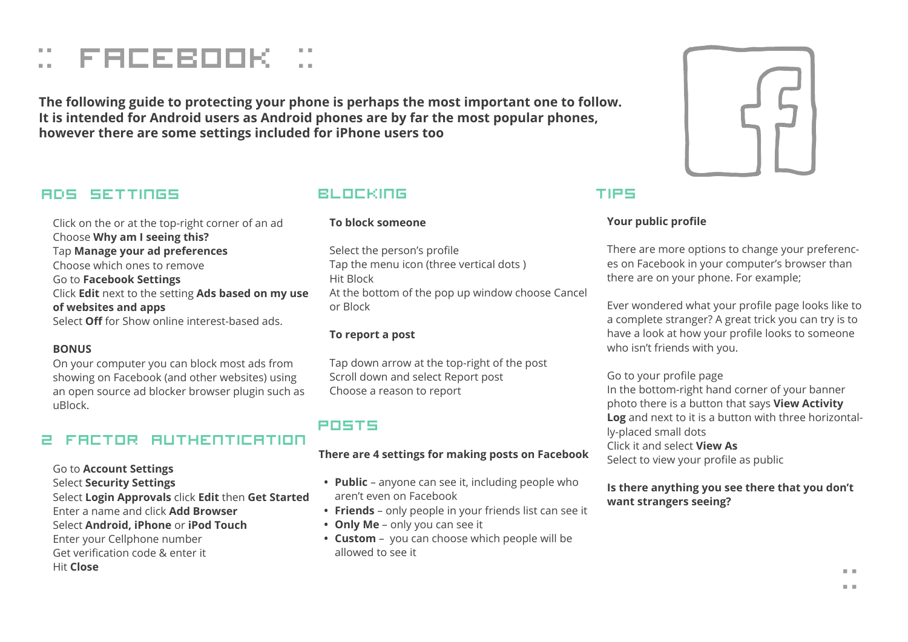# :: FACEBOOK ::

**The following guide to protecting your phone is perhaps the most important one to follow. It is intended for Android users as Android phones are by far the most popular phones, however there are some settings included for iPhone users too**

## ADS SETTINGS

Click on the or at the top-right corner of an ad
Choose **Why am I seeing this?**
Tap **Manage your ad preferences**
Choose which ones to remove
Go to **Facebook Settings**
Click **Edit** next to the setting **Ads based on my use of websites and apps**
Select **Off** for Show online interest-based ads.

**BONUS**

On your computer you can block most ads from showing on Facebook (and other websites) using an open source ad blocker browser plugin such as uBlock.

## 2 FACTOR AUTHENTICATION

Go to **Account Settings**
Select **Security Settings**
Select **Login Approvals** click **Edit** then **Get Started**
Enter a name and click **Add Browser**
Select **Android, iPhone** or **iPod Touch**
Enter your Cellphone number
Get verification code & enter it
Hit **Close**

## BLOCKING

**To block someone**

Select the person's profile
Tap the menu icon (three vertical dots )
Hit Block
At the bottom of the pop up window choose Cancel or Block

**To report a post**

Tap down arrow at the top-right of the post
Scroll down and select Report post
Choose a reason to report

## POSTS

**There are 4 settings for making posts on Facebook**

- **Public** – anyone can see it, including people who aren't even on Facebook
- **Friends** – only people in your friends list can see it
- **Only Me** – only you can see it
- **Custom** – you can choose which people will be allowed to see it

## TIPS

**Your public profile**

There are more options to change your preferences on Facebook in your computer's browser than there are on your phone. For example;

Ever wondered what your profile page looks like to a complete stranger? A great trick you can try is to have a look at how your profile looks to someone who isn't friends with you.

Go to your profile page
In the bottom-right hand corner of your banner photo there is a button that says **View Activity Log** and next to it is a button with three horizontally-placed small dots
Click it and select **View As**
Select to view your profile as public

**Is there anything you see there that you don't want strangers seeing?**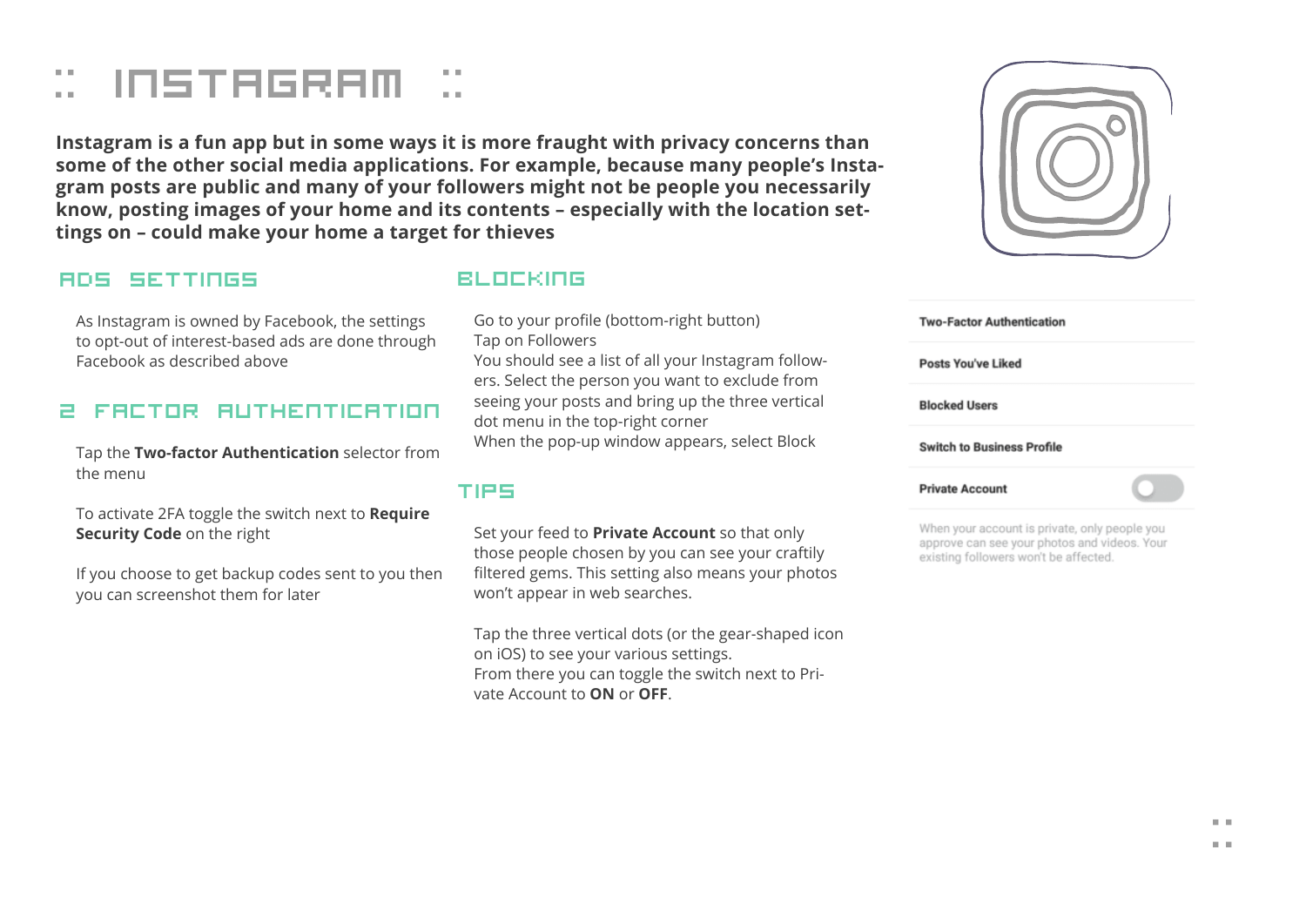# :: INSTAGRAM ::

**Instagram is a fun app but in some ways it is more fraught with privacy concerns than some of the other social media applications. For example, because many people's Instagram posts are public and many of your followers might not be people you necessarily know, posting images of your home and its contents – especially with the location settings on – could make your home a target for thieves**

## ADS SETTINGS

As Instagram is owned by Facebook, the settings to opt-out of interest-based ads are done through Facebook as described above

## 2 FACTOR AUTHENTICATION

Tap the **Two-factor Authentication** selector from the menu

To activate 2FA toggle the switch next to **Require Security Code** on the right

If you choose to get backup codes sent to you then you can screenshot them for later

## BLOCKING

Go to your profile (bottom-right button)
Tap on Followers
You should see a list of all your Instagram followers. Select the person you want to exclude from seeing your posts and bring up the three vertical dot menu in the top-right corner
When the pop-up window appears, select Block

## TIPS

Set your feed to **Private Account** so that only those people chosen by you can see your craftily filtered gems. This setting also means your photos won't appear in web searches.

Tap the three vertical dots (or the gear-shaped icon on iOS) to see your various settings.
From there you can toggle the switch next to Private Account to **ON** or **OFF**.

Two-Factor Authentication

Posts You've Liked

Blocked Users

Switch to Business Profile

Private Account

When your account is private, only people you approve can see your photos and videos. Your existing followers won't be affected.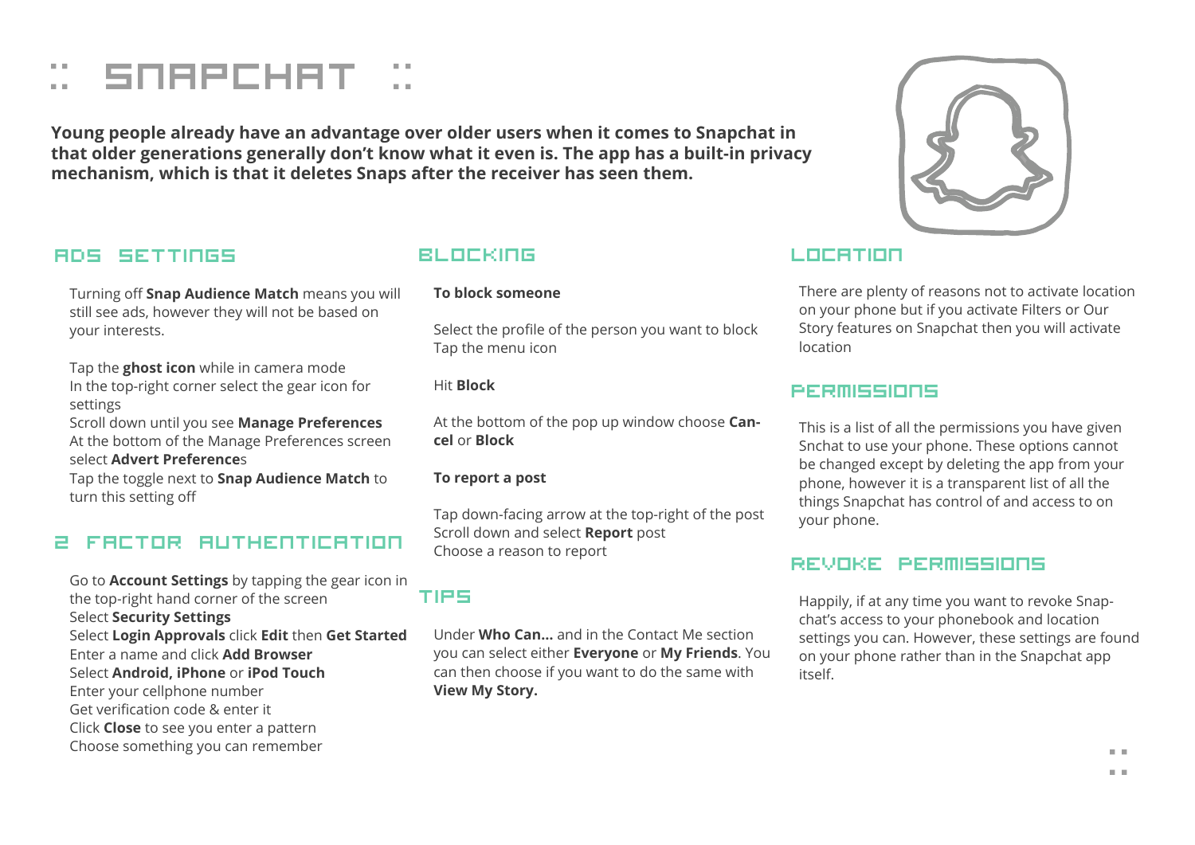# :: SNAPCHAT ::

**Young people already have an advantage over older users when it comes to Snapchat in that older generations generally don't know what it even is. The app has a built-in privacy mechanism, which is that it deletes Snaps after the receiver has seen them.**

## ADS SETTINGS

Turning off **Snap Audience Match** means you will still see ads, however they will not be based on your interests.

Tap the **ghost icon** while in camera mode
In the top-right corner select the gear icon for settings
Scroll down until you see **Manage Preferences**
At the bottom of the Manage Preferences screen select **Advert Preference**s
Tap the toggle next to **Snap Audience Match** to turn this setting off

## 2 FACTOR AUTHENTICATION

Go to **Account Settings** by tapping the gear icon in the top-right hand corner of the screen
Select **Security Settings**
Select **Login Approvals** click **Edit** then **Get Started**
Enter a name and click **Add Browser**
Select **Android, iPhone** or **iPod Touch**
Enter your cellphone number
Get verification code & enter it
Click **Close** to see you enter a pattern
Choose something you can remember

## BLOCKING

**To block someone**

Select the profile of the person you want to block
Tap the menu icon

Hit **Block**

At the bottom of the pop up window choose **Cancel** or **Block**

**To report a post**

Tap down-facing arrow at the top-right of the post
Scroll down and select **Report** post
Choose a reason to report

## TIPS

Under **Who Can...** and in the Contact Me section you can select either **Everyone** or **My Friends**. You can then choose if you want to do the same with **View My Story.**

## LOCATION

There are plenty of reasons not to activate location on your phone but if you activate Filters or Our Story features on Snapchat then you will activate location

## PERMISSIONS

This is a list of all the permissions you have given Snchat to use your phone. These options cannot be changed except by deleting the app from your phone, however it is a transparent list of all the things Snapchat has control of and access to on your phone.

## REVOKE PERMISSIONS

Happily, if at any time you want to revoke Snapchat's access to your phonebook and location settings you can. However, these settings are found on your phone rather than in the Snapchat app itself.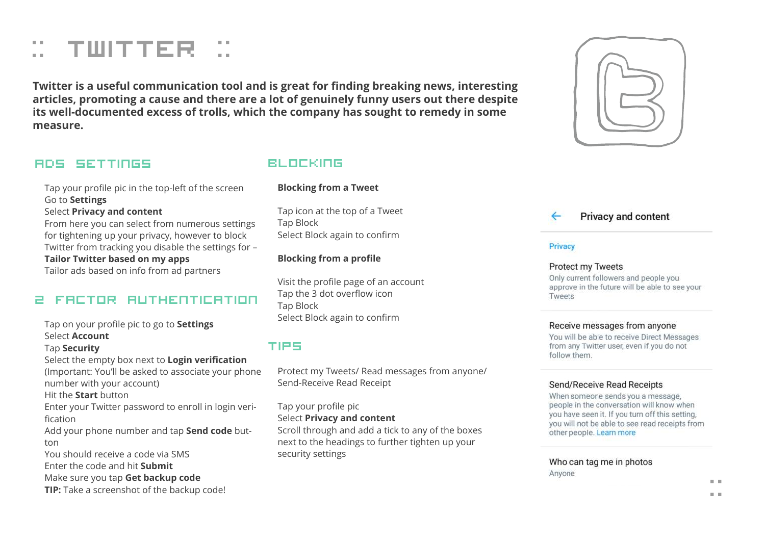# :: TWITTER ::

**Twitter is a useful communication tool and is great for finding breaking news, interesting articles, promoting a cause and there are a lot of genuinely funny users out there despite its well-documented excess of trolls, which the company has sought to remedy in some measure.**

## ADS SETTINGS

Tap your profile pic in the top-left of the screen
Go to **Settings**
Select **Privacy and content**
From here you can select from numerous settings for tightening up your privacy, however to block Twitter from tracking you disable the settings for –
**Tailor Twitter based on my apps**
Tailor ads based on info from ad partners

## 2 FACTOR AUTHENTICATION

Tap on your profile pic to go to **Settings**
Select **Account**
Tap **Security**
Select the empty box next to **Login verification**
(Important: You'll be asked to associate your phone number with your account)
Hit the **Start** button
Enter your Twitter password to enroll in login verification
Add your phone number and tap **Send code** button
You should receive a code via SMS
Enter the code and hit **Submit**
Make sure you tap **Get backup code**
**TIP:** Take a screenshot of the backup code!

## BLOCKING

**Blocking from a Tweet**

Tap icon at the top of a Tweet
Tap Block
Select Block again to confirm

**Blocking from a profile**

Visit the profile page of an account
Tap the 3 dot overflow icon
Tap Block
Select Block again to confirm

## TIPS

Protect my Tweets/ Read messages from anyone/ Send-Receive Read Receipt

Tap your profile pic
Select **Privacy and content**
Scroll through and add a tick to any of the boxes next to the headings to further tighten up your security settings

Privacy and content

Privacy

Protect my Tweets
Only current followers and people you approve in the future will be able to see your Tweets

Receive messages from anyone
You will be able to receive Direct Messages from any Twitter user, even if you do not follow them.

Send/Receive Read Receipts
When someone sends you a message, people in the conversation will know when you have seen it. If you turn off this setting, you will not be able to see read receipts from other people. Learn more

Who can tag me in photos
Anyone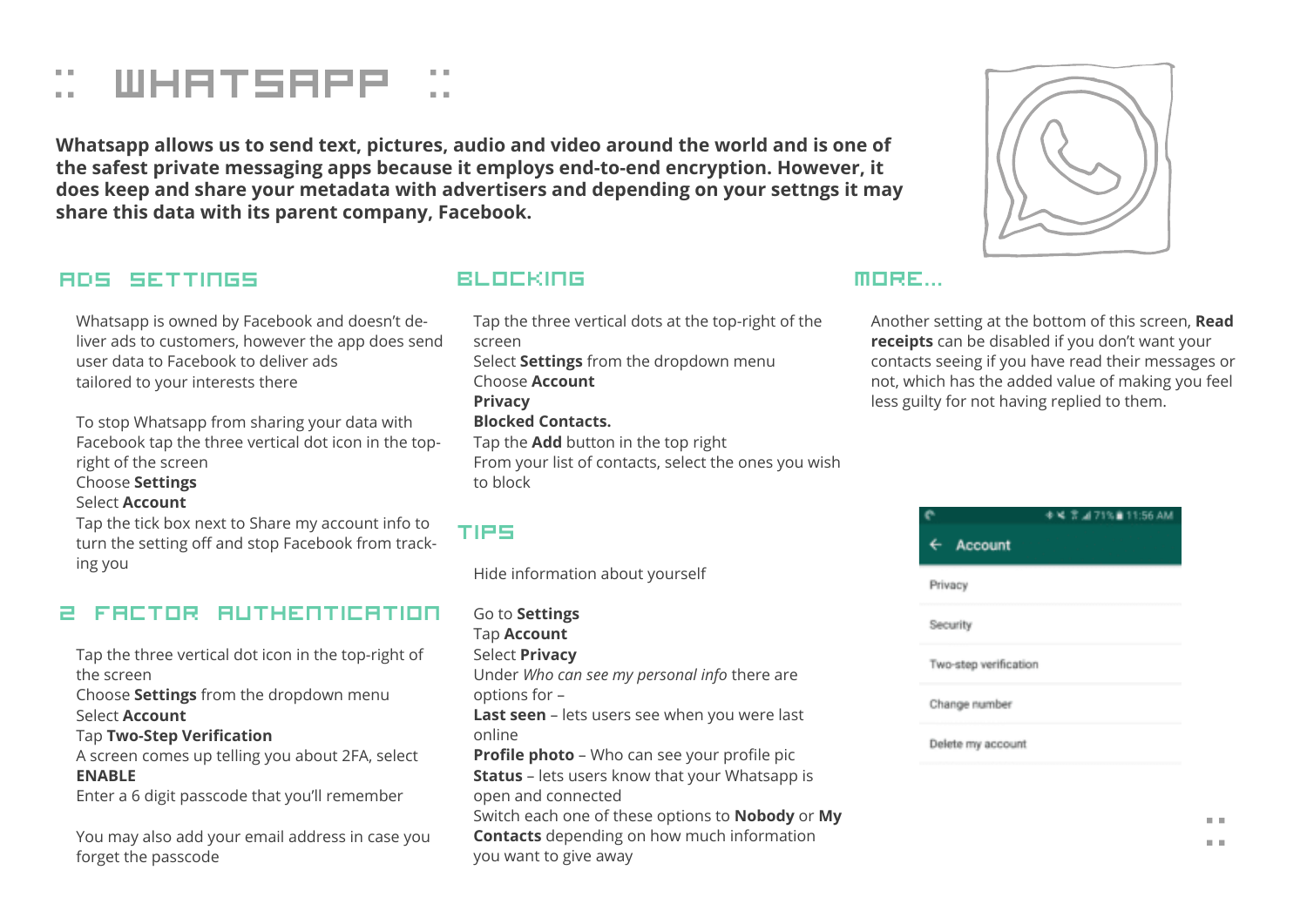# :: WHATSAPP ::

**Whatsapp allows us to send text, pictures, audio and video around the world and is one of the safest private messaging apps because it employs end-to-end encryption. However, it does keep and share your metadata with advertisers and depending on your settngs it may share this data with its parent company, Facebook.**

## ADS SETTINGS

Whatsapp is owned by Facebook and doesn't deliver ads to customers, however the app does send user data to Facebook to deliver ads tailored to your interests there

To stop Whatsapp from sharing your data with Facebook tap the three vertical dot icon in the top-right of the screen
Choose **Settings**
Select **Account**
Tap the tick box next to Share my account info to turn the setting off and stop Facebook from tracking you

## 2 FACTOR AUTHENTICATION

Tap the three vertical dot icon in the top-right of the screen
Choose **Settings** from the dropdown menu
Select **Account**
Tap **Two-Step Verification**
A screen comes up telling you about 2FA, select **ENABLE**
Enter a 6 digit passcode that you'll remember

You may also add your email address in case you forget the passcode

## BLOCKING

Tap the three vertical dots at the top-right of the screen
Select **Settings** from the dropdown menu
Choose **Account**
**Privacy**
**Blocked Contacts.**
Tap the **Add** button in the top right
From your list of contacts, select the ones you wish to block

## TIPS

Hide information about yourself

Go to **Settings**
Tap **Account**
Select **Privacy**
Under *Who can see my personal info* there are options for –
**Last seen** – lets users see when you were last online
**Profile photo** – Who can see your profile pic
**Status** – lets users know that your Whatsapp is open and connected
Switch each one of these options to **Nobody** or **My Contacts** depending on how much information you want to give away

## MORE...

Another setting at the bottom of this screen, **Read receipts** can be disabled if you don't want your contacts seeing if you have read their messages or not, which has the added value of making you feel less guilty for not having replied to them.

Account
Privacy
Security
Two-step verification
Change number
Delete my account